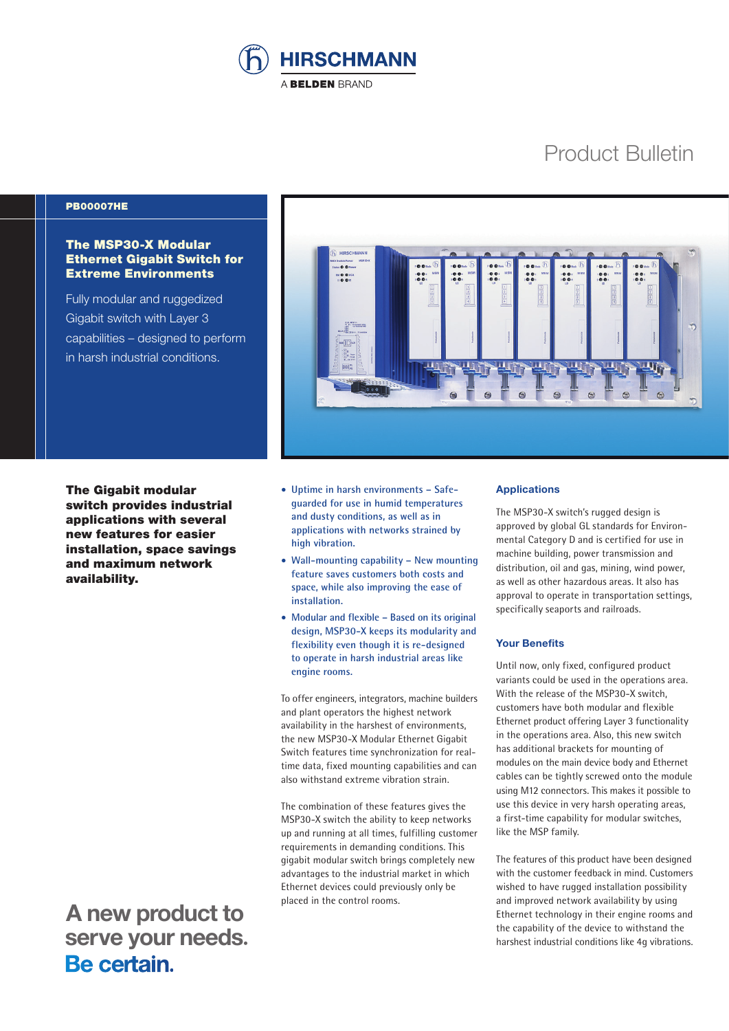HIRSCHMANN

A BELDEN BRAND

Product Bulletin

**PB00007HE**

# The MSP30-X Modular Ethernet Gigabit Switch for Extreme Environments

Fully modular and ruggedized Gigabit switch with Layer 3 capabilities – designed to perform in harsh industrial conditions.

**The Gigabit modular switch provides industrial applications with several new features for easier installation, space savings and maximum network availability.**

- Uptime in harsh environments – Safe-guarded for use in humid temperatures and dusty conditions, as well as in applications with networks strained by high vibration.
- Wall-mounting capability – New mounting feature saves customers both costs and space, while also improving the ease of installation.
- Modular and flexible – Based on its original design, MSP30-X keeps its modularity and flexibility even though it is re-designed to operate in harsh industrial areas like engine rooms.

To offer engineers, integrators, machine builders and plant operators the highest network availability in the harshest of environments, the new MSP30-X Modular Ethernet Gigabit Switch features time synchronization for real-time data, fixed mounting capabilities and can also withstand extreme vibration strain.

The combination of these features gives the MSP30-X switch the ability to keep networks up and running at all times, fulfilling customer requirements in demanding conditions. This gigabit modular switch brings completely new advantages to the industrial market in which Ethernet devices could previously only be placed in the control rooms.

## Applications

The MSP30-X switch's rugged design is approved by global GL standards for Environmental Category D and is certified for use in machine building, power transmission and distribution, oil and gas, mining, wind power, as well as other hazardous areas. It also has approval to operate in transportation settings, specifically seaports and railroads.

## Your Benefits

Until now, only fixed, configured product variants could be used in the operations area. With the release of the MSP30-X switch, customers have both modular and flexible Ethernet product offering Layer 3 functionality in the operations area. Also, this new switch has additional brackets for mounting of modules on the main device body and Ethernet cables can be tightly screwed onto the module using M12 connectors. This makes it possible to use this device in very harsh operating areas, a first-time capability for modular switches, like the MSP family.

The features of this product have been designed with the customer feedback in mind. Customers wished to have rugged installation possibility and improved network availability by using Ethernet technology in their engine rooms and the capability of the device to withstand the harshest industrial conditions like 4g vibrations.

**A new product to serve your needs. Be certain.**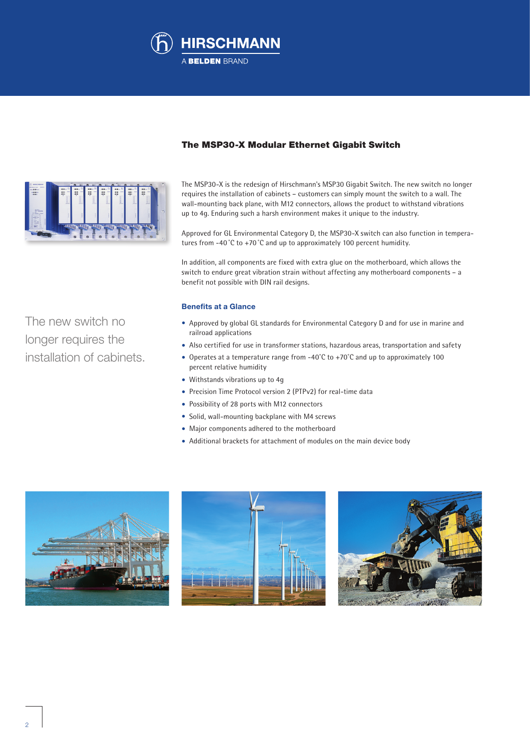HIRSCHMANN

A **BELDEN** BRAND

## The MSP30-X Modular Ethernet Gigabit Switch

The MSP30-X is the redesign of Hirschmann's MSP30 Gigabit Switch. The new switch no longer requires the installation of cabinets – customers can simply mount the switch to a wall. The wall-mounting back plane, with M12 connectors, allows the product to withstand vibrations up to 4g. Enduring such a harsh environment makes it unique to the industry.

Approved for GL Environmental Category D, the MSP30-X switch can also function in temperatures from -40 °C to +70 °C and up to approximately 100 percent humidity.

In addition, all components are fixed with extra glue on the motherboard, which allows the switch to endure great vibration strain without affecting any motherboard components – a benefit not possible with DIN rail designs.

The new switch no longer requires the installation of cabinets.

### Benefits at a Glance

- Approved by global GL standards for Environmental Category D and for use in marine and railroad applications
- Also certified for use in transformer stations, hazardous areas, transportation and safety
- Operates at a temperature range from -40°C to +70°C and up to approximately 100 percent relative humidity
- Withstands vibrations up to 4g
- Precision Time Protocol version 2 (PTPv2) for real-time data
- Possibility of 28 ports with M12 connectors
- Solid, wall-mounting backplane with M4 screws
- Major components adhered to the motherboard
- Additional brackets for attachment of modules on the main device body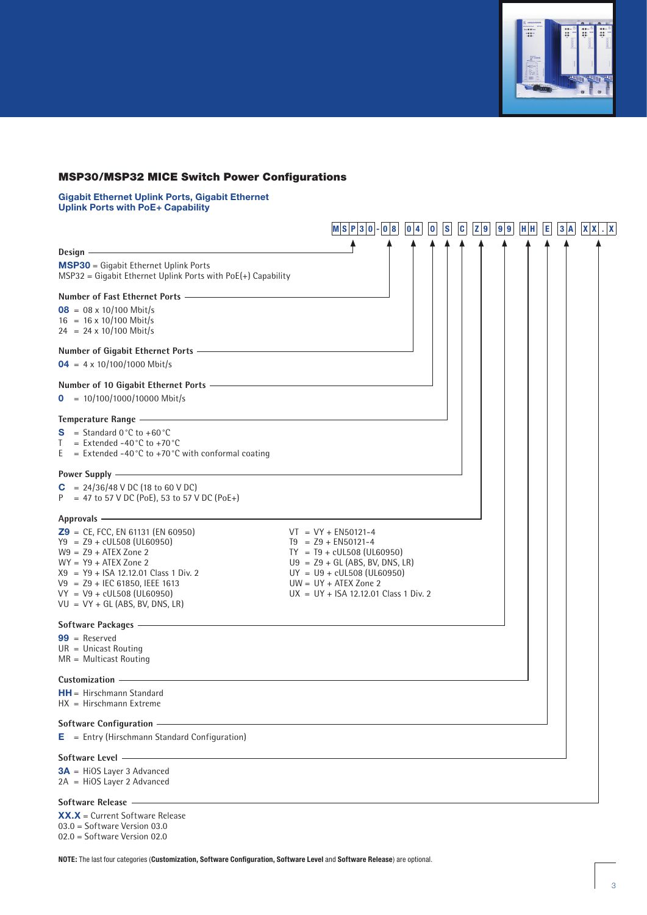## MSP30/MSP32 MICE Switch Power Configurations

### Gigabit Ethernet Uplink Ports, Gigabit Ethernet Uplink Ports with PoE+ Capability

MSP30-08 04 0 S C Z9 99 HH E 3A XX.X

**Design**

**MSP30** = Gigabit Ethernet Uplink Ports
MSP32 = Gigabit Ethernet Uplink Ports with PoE(+) Capability

**Number of Fast Ethernet Ports**

**08** = 08 x 10/100 Mbit/s
16 = 16 x 10/100 Mbit/s
24 = 24 x 10/100 Mbit/s

**Number of Gigabit Ethernet Ports**

**04** = 4 x 10/100/1000 Mbit/s

**Number of 10 Gigabit Ethernet Ports**

**0** = 10/100/1000/10000 Mbit/s

**Temperature Range**

**S** = Standard 0 °C to +60 °C
T = Extended -40 °C to +70 °C
E = Extended -40 °C to +70 °C with conformal coating

**Power Supply**

**C** = 24/36/48 V DC (18 to 60 V DC)
P = 47 to 57 V DC (PoE), 53 to 57 V DC (PoE+)

**Approvals**

**Z9** = CE, FCC, EN 61131 (EN 60950)
Y9 = Z9 + cUL508 (UL60950)
W9 = Z9 + ATEX Zone 2
WY = Y9 + ATEX Zone 2
X9 = Y9 + ISA 12.12.01 Class 1 Div. 2
V9 = Z9 + IEC 61850, IEEE 1613
VY = V9 + cUL508 (UL60950)
VU = VY + GL (ABS, BV, DNS, LR)
VT = VY + EN50121-4
T9 = Z9 + EN50121-4
TY = T9 + cUL508 (UL60950)
U9 = Z9 + GL (ABS, BV, DNS, LR)
UY = U9 + cUL508 (UL60950)
UW = UY + ATEX Zone 2
UX = UY + ISA 12.12.01 Class 1 Div. 2

**Software Packages**

**99** = Reserved
UR = Unicast Routing
MR = Multicast Routing

**Customization**

**HH** = Hirschmann Standard
HX = Hirschmann Extreme

**Software Configuration**

**E** = Entry (Hirschmann Standard Configuration)

**Software Level**

**3A** = HiOS Layer 3 Advanced
2A = HiOS Layer 2 Advanced

**Software Release**

**XX.X** = Current Software Release
03.0 = Software Version 03.0
02.0 = Software Version 02.0

**NOTE:** The last four categories (**Customization, Software Configuration, Software Level** and **Software Release**) are optional.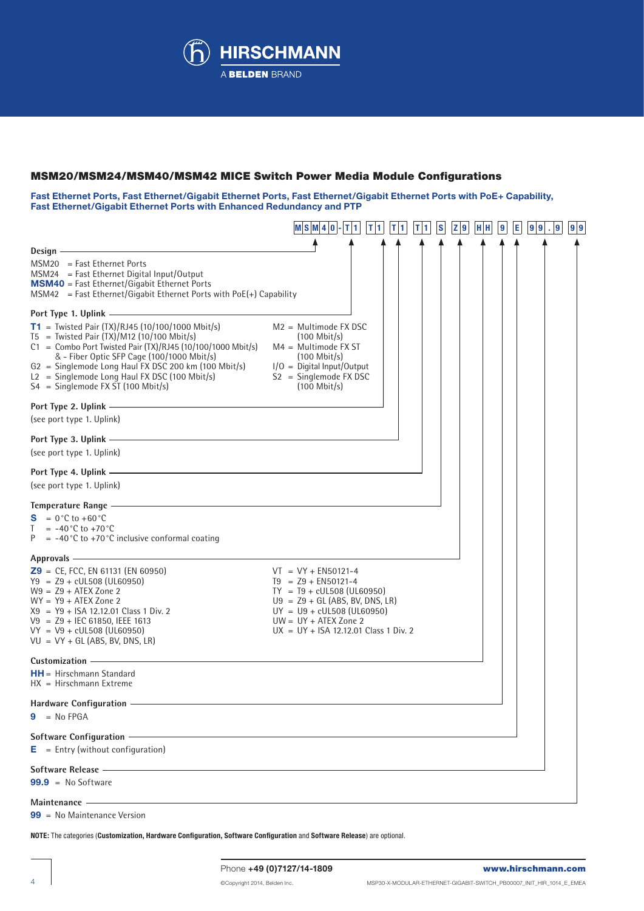## MSM20/MSM24/MSM40/MSM42 MICE Switch Power Media Module Configurations

**Fast Ethernet Ports, Fast Ethernet/Gigabit Ethernet Ports, Fast Ethernet/Gigabit Ethernet Ports with PoE+ Capability, Fast Ethernet/Gigabit Ethernet Ports with Enhanced Redundancy and PTP**

MSM40 - T1 T1 T1 T1 S Z9 HH 9 E 99.9 99

**Design**

MSM20 = Fast Ethernet Ports
MSM24 = Fast Ethernet Digital Input/Output
**MSM40** = Fast Ethernet/Gigabit Ethernet Ports
MSM42 = Fast Ethernet/Gigabit Ethernet Ports with PoE(+) Capability

**Port Type 1. Uplink**

**T1** = Twisted Pair (TX)/RJ45 (10/100/1000 Mbit/s)
T5 = Twisted Pair (TX)/M12 (10/100 Mbit/s)
C1 = Combo Port Twisted Pair (TX)/RJ45 (10/100/1000 Mbit/s) & - Fiber Optic SFP Cage (100/1000 Mbit/s)
G2 = Singlemode Long Haul FX DSC 200 km (100 Mbit/s)
L2 = Singlemode Long Haul FX DSC (100 Mbit/s)
S4 = Singlemode FX ST (100 Mbit/s)
M2 = Multimode FX DSC (100 Mbit/s)
M4 = Multimode FX ST (100 Mbit/s)
I/O = Digital Input/Output
S2 = Singlemode FX DSC (100 Mbit/s)

**Port Type 2. Uplink**

(see port type 1. Uplink)

**Port Type 3. Uplink**

(see port type 1. Uplink)

**Port Type 4. Uplink**

(see port type 1. Uplink)

**Temperature Range**

**S** = 0 °C to +60 °C
T = -40 °C to +70 °C
P = -40 °C to +70 °C inclusive conformal coating

**Approvals**

**Z9** = CE, FCC, EN 61131 (EN 60950)
Y9 = Z9 + cUL508 (UL60950)
W9 = Z9 + ATEX Zone 2
WY = Y9 + ATEX Zone 2
X9 = Y9 + ISA 12.12.01 Class 1 Div. 2
V9 = Z9 + IEC 61850, IEEE 1613
VY = V9 + cUL508 (UL60950)
VU = VY + GL (ABS, BV, DNS, LR)
VT = VY + EN50121-4
T9 = Z9 + EN50121-4
TY = T9 + cUL508 (UL60950)
U9 = Z9 + GL (ABS, BV, DNS, LR)
UY = U9 + cUL508 (UL60950)
UW = UY + ATEX Zone 2
UX = UY + ISA 12.12.01 Class 1 Div. 2

**Customization**

**HH** = Hirschmann Standard
HX = Hirschmann Extreme

**Hardware Configuration**

**9** = No FPGA

**Software Configuration**

**E** = Entry (without configuration)

**Software Release**

**99.9** = No Software

**Maintenance**

**99** = No Maintenance Version

**NOTE:** The categories (**Customization, Hardware Configuration, Software Configuration** and **Software Release**) are optional.

Phone **+49 (0)7127/14-1809** **www.hirschmann.com**

©Copyright 2014, Belden Inc. MSP30-X-MODULAR-ETHERNET-GIGABIT-SWITCH_PB00007_INIT_HIR_1014_E_EMEA